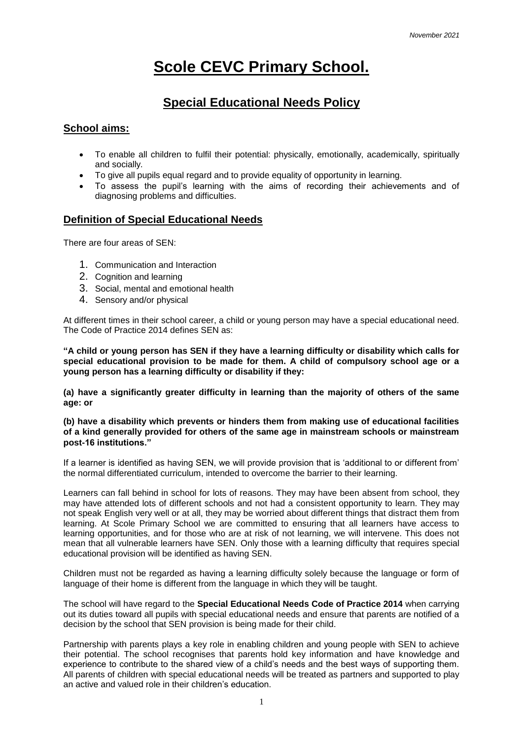*November 2021*

# Scole CEVC Primary School.

## Special Educational Needs Policy

### School aims:

- To enable all children to fulfil their potential: physically, emotionally, academically, spiritually and socially.
- To give all pupils equal regard and to provide equality of opportunity in learning.
- To assess the pupil's learning with the aims of recording their achievements and of diagnosing problems and difficulties.

### Definition of Special Educational Needs

There are four areas of SEN:

1. Communication and Interaction
2. Cognition and learning
3. Social, mental and emotional health
4. Sensory and/or physical

At different times in their school career, a child or young person may have a special educational need. The Code of Practice 2014 defines SEN as:

**"A child or young person has SEN if they have a learning difficulty or disability which calls for special educational provision to be made for them. A child of compulsory school age or a young person has a learning difficulty or disability if they:**

**(a) have a significantly greater difficulty in learning than the majority of others of the same age: or**

**(b) have a disability which prevents or hinders them from making use of educational facilities of a kind generally provided for others of the same age in mainstream schools or mainstream post-16 institutions."**

If a learner is identified as having SEN, we will provide provision that is 'additional to or different from' the normal differentiated curriculum, intended to overcome the barrier to their learning.

Learners can fall behind in school for lots of reasons. They may have been absent from school, they may have attended lots of different schools and not had a consistent opportunity to learn. They may not speak English very well or at all, they may be worried about different things that distract them from learning. At Scole Primary School we are committed to ensuring that all learners have access to learning opportunities, and for those who are at risk of not learning, we will intervene. This does not mean that all vulnerable learners have SEN. Only those with a learning difficulty that requires special educational provision will be identified as having SEN.

Children must not be regarded as having a learning difficulty solely because the language or form of language of their home is different from the language in which they will be taught.

The school will have regard to the **Special Educational Needs Code of Practice 2014** when carrying out its duties toward all pupils with special educational needs and ensure that parents are notified of a decision by the school that SEN provision is being made for their child.

Partnership with parents plays a key role in enabling children and young people with SEN to achieve their potential. The school recognises that parents hold key information and have knowledge and experience to contribute to the shared view of a child's needs and the best ways of supporting them. All parents of children with special educational needs will be treated as partners and supported to play an active and valued role in their children's education.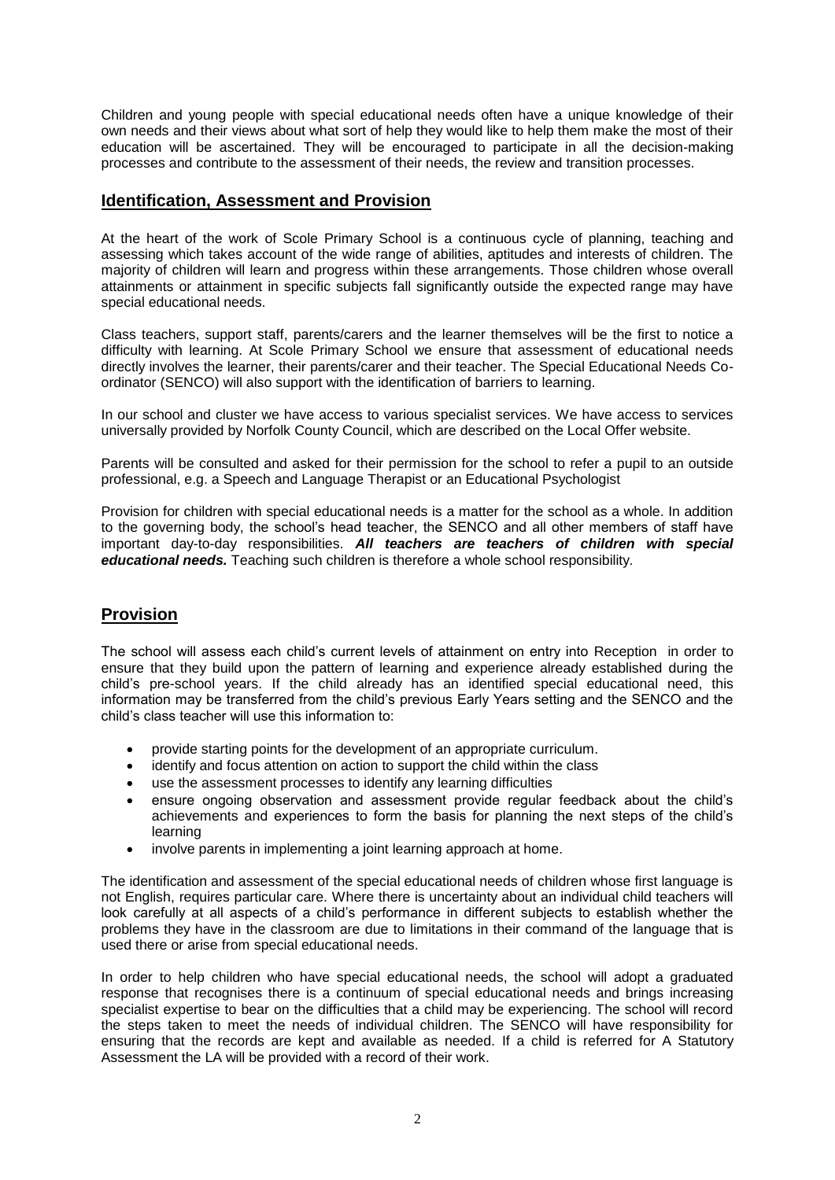Children and young people with special educational needs often have a unique knowledge of their own needs and their views about what sort of help they would like to help them make the most of their education will be ascertained. They will be encouraged to participate in all the decision-making processes and contribute to the assessment of their needs, the review and transition processes.

## Identification, Assessment and Provision

At the heart of the work of Scole Primary School is a continuous cycle of planning, teaching and assessing which takes account of the wide range of abilities, aptitudes and interests of children. The majority of children will learn and progress within these arrangements. Those children whose overall attainments or attainment in specific subjects fall significantly outside the expected range may have special educational needs.

Class teachers, support staff, parents/carers and the learner themselves will be the first to notice a difficulty with learning. At Scole Primary School we ensure that assessment of educational needs directly involves the learner, their parents/carer and their teacher. The Special Educational Needs Co-ordinator (SENCO) will also support with the identification of barriers to learning.

In our school and cluster we have access to various specialist services. We have access to services universally provided by Norfolk County Council, which are described on the Local Offer website.

Parents will be consulted and asked for their permission for the school to refer a pupil to an outside professional, e.g. a Speech and Language Therapist or an Educational Psychologist

Provision for children with special educational needs is a matter for the school as a whole. In addition to the governing body, the school's head teacher, the SENCO and all other members of staff have important day-to-day responsibilities. ***All teachers are teachers of children with special educational needs.*** Teaching such children is therefore a whole school responsibility.

## Provision

The school will assess each child's current levels of attainment on entry into Reception in order to ensure that they build upon the pattern of learning and experience already established during the child's pre-school years. If the child already has an identified special educational need, this information may be transferred from the child's previous Early Years setting and the SENCO and the child's class teacher will use this information to:

- provide starting points for the development of an appropriate curriculum.
- identify and focus attention on action to support the child within the class
- use the assessment processes to identify any learning difficulties
- ensure ongoing observation and assessment provide regular feedback about the child's achievements and experiences to form the basis for planning the next steps of the child's learning
- involve parents in implementing a joint learning approach at home.

The identification and assessment of the special educational needs of children whose first language is not English, requires particular care. Where there is uncertainty about an individual child teachers will look carefully at all aspects of a child's performance in different subjects to establish whether the problems they have in the classroom are due to limitations in their command of the language that is used there or arise from special educational needs.

In order to help children who have special educational needs, the school will adopt a graduated response that recognises there is a continuum of special educational needs and brings increasing specialist expertise to bear on the difficulties that a child may be experiencing. The school will record the steps taken to meet the needs of individual children. The SENCO will have responsibility for ensuring that the records are kept and available as needed. If a child is referred for A Statutory Assessment the LA will be provided with a record of their work.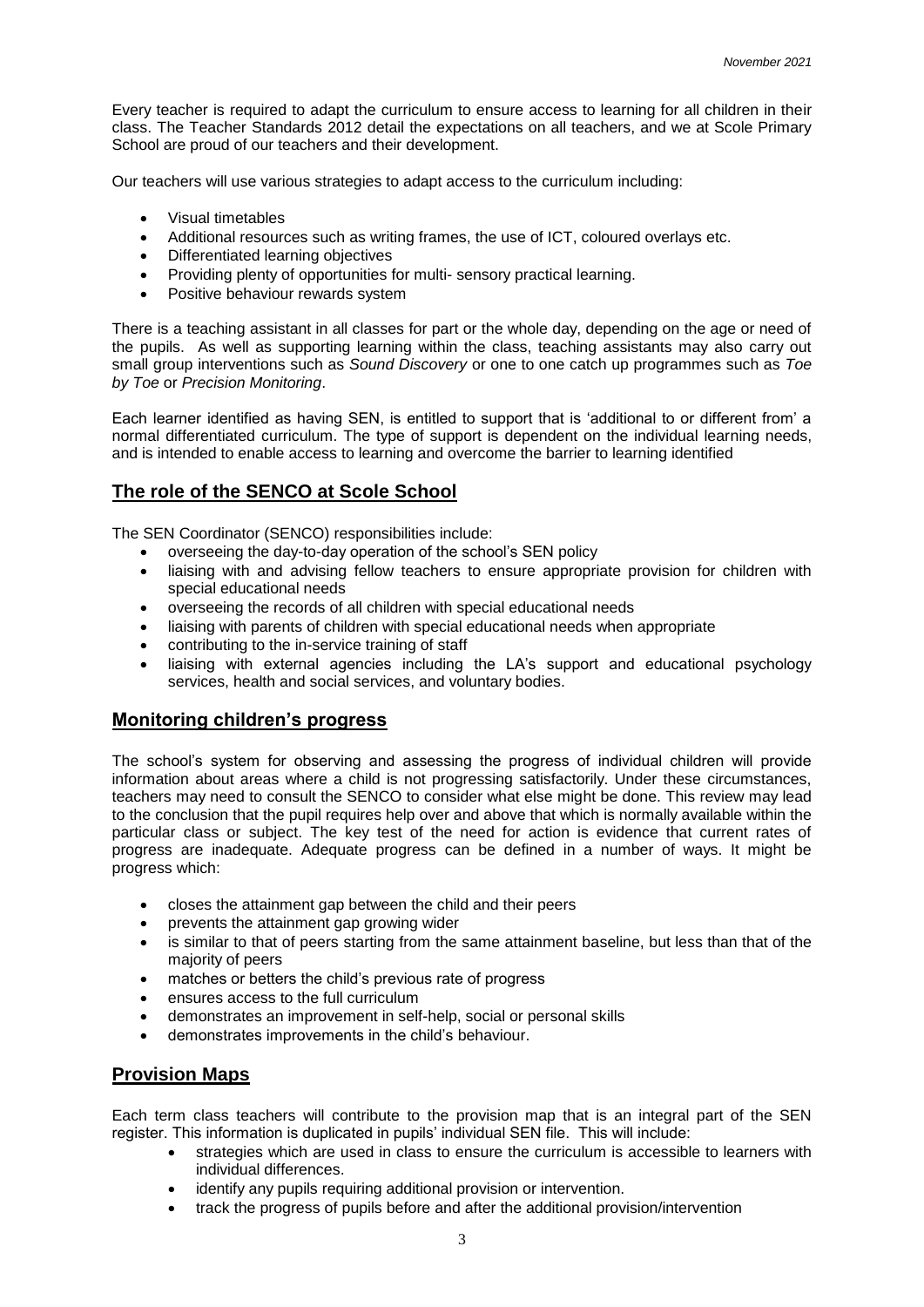Every teacher is required to adapt the curriculum to ensure access to learning for all children in their class. The Teacher Standards 2012 detail the expectations on all teachers, and we at Scole Primary School are proud of our teachers and their development.

Our teachers will use various strategies to adapt access to the curriculum including:

- Visual timetables
- Additional resources such as writing frames, the use of ICT, coloured overlays etc.
- Differentiated learning objectives
- Providing plenty of opportunities for multi- sensory practical learning.
- Positive behaviour rewards system

There is a teaching assistant in all classes for part or the whole day, depending on the age or need of the pupils. As well as supporting learning within the class, teaching assistants may also carry out small group interventions such as *Sound Discovery* or one to one catch up programmes such as *Toe by Toe* or *Precision Monitoring*.

Each learner identified as having SEN, is entitled to support that is 'additional to or different from' a normal differentiated curriculum. The type of support is dependent on the individual learning needs, and is intended to enable access to learning and overcome the barrier to learning identified

## The role of the SENCO at Scole School

The SEN Coordinator (SENCO) responsibilities include:

- overseeing the day-to-day operation of the school's SEN policy
- liaising with and advising fellow teachers to ensure appropriate provision for children with special educational needs
- overseeing the records of all children with special educational needs
- liaising with parents of children with special educational needs when appropriate
- contributing to the in-service training of staff
- liaising with external agencies including the LA's support and educational psychology services, health and social services, and voluntary bodies.

## Monitoring children's progress

The school's system for observing and assessing the progress of individual children will provide information about areas where a child is not progressing satisfactorily. Under these circumstances, teachers may need to consult the SENCO to consider what else might be done. This review may lead to the conclusion that the pupil requires help over and above that which is normally available within the particular class or subject. The key test of the need for action is evidence that current rates of progress are inadequate. Adequate progress can be defined in a number of ways. It might be progress which:

- closes the attainment gap between the child and their peers
- prevents the attainment gap growing wider
- is similar to that of peers starting from the same attainment baseline, but less than that of the majority of peers
- matches or betters the child's previous rate of progress
- ensures access to the full curriculum
- demonstrates an improvement in self-help, social or personal skills
- demonstrates improvements in the child's behaviour.

## Provision Maps

Each term class teachers will contribute to the provision map that is an integral part of the SEN register. This information is duplicated in pupils' individual SEN file. This will include:

- strategies which are used in class to ensure the curriculum is accessible to learners with individual differences.
- identify any pupils requiring additional provision or intervention.
- track the progress of pupils before and after the additional provision/intervention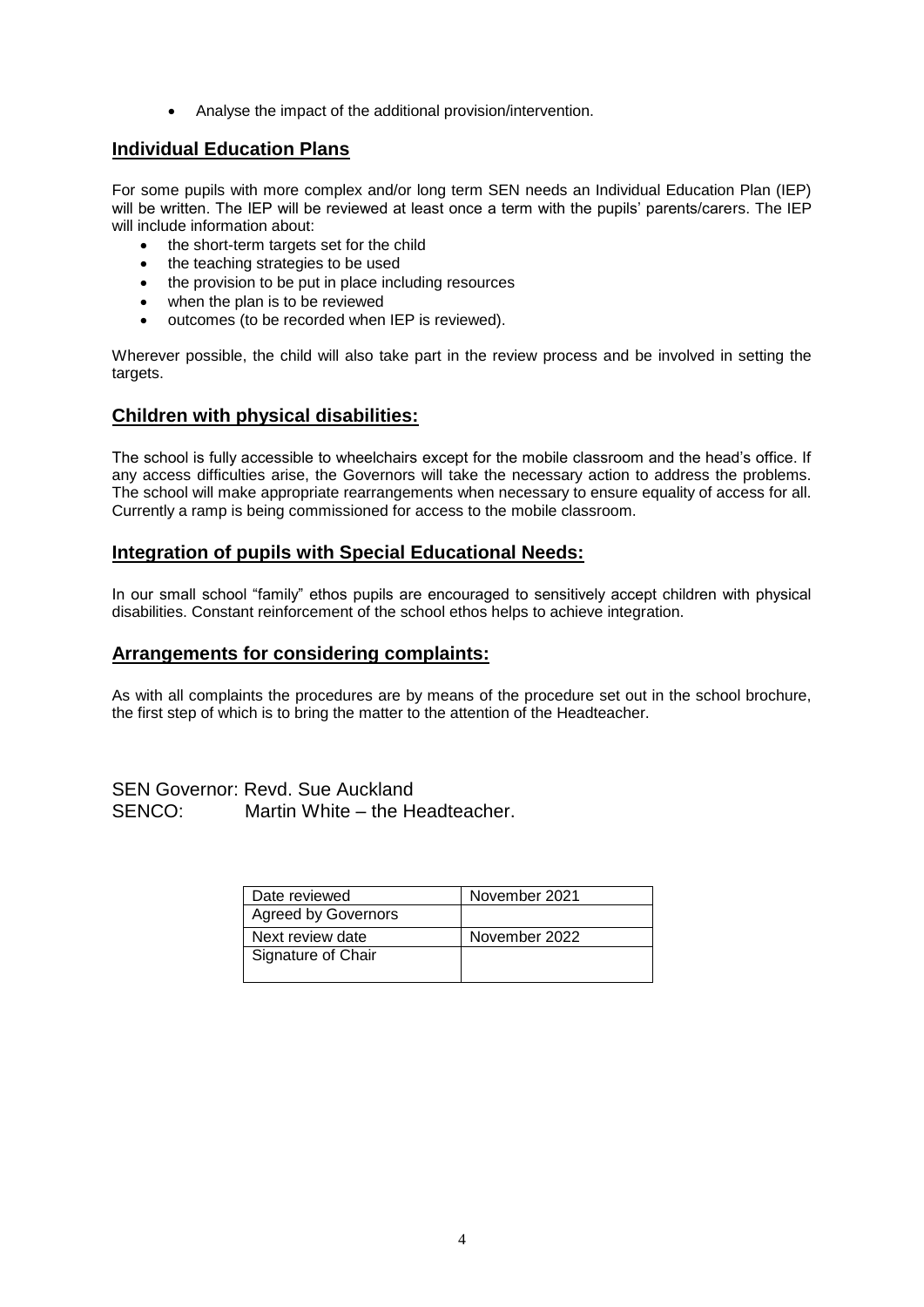- Analyse the impact of the additional provision/intervention.

## Individual Education Plans

For some pupils with more complex and/or long term SEN needs an Individual Education Plan (IEP) will be written. The IEP will be reviewed at least once a term with the pupils' parents/carers. The IEP will include information about:

- the short-term targets set for the child
- the teaching strategies to be used
- the provision to be put in place including resources
- when the plan is to be reviewed
- outcomes (to be recorded when IEP is reviewed).

Wherever possible, the child will also take part in the review process and be involved in setting the targets.

## Children with physical disabilities:

The school is fully accessible to wheelchairs except for the mobile classroom and the head's office. If any access difficulties arise, the Governors will take the necessary action to address the problems. The school will make appropriate rearrangements when necessary to ensure equality of access for all. Currently a ramp is being commissioned for access to the mobile classroom.

## Integration of pupils with Special Educational Needs:

In our small school "family" ethos pupils are encouraged to sensitively accept children with physical disabilities. Constant reinforcement of the school ethos helps to achieve integration.

## Arrangements for considering complaints:

As with all complaints the procedures are by means of the procedure set out in the school brochure, the first step of which is to bring the matter to the attention of the Headteacher.

SEN Governor: Revd. Sue Auckland
SENCO: Martin White – the Headteacher.

| | |
|---|---|
| Date reviewed | November 2021 |
| Agreed by Governors | |
| Next review date | November 2022 |
| Signature of Chair | |